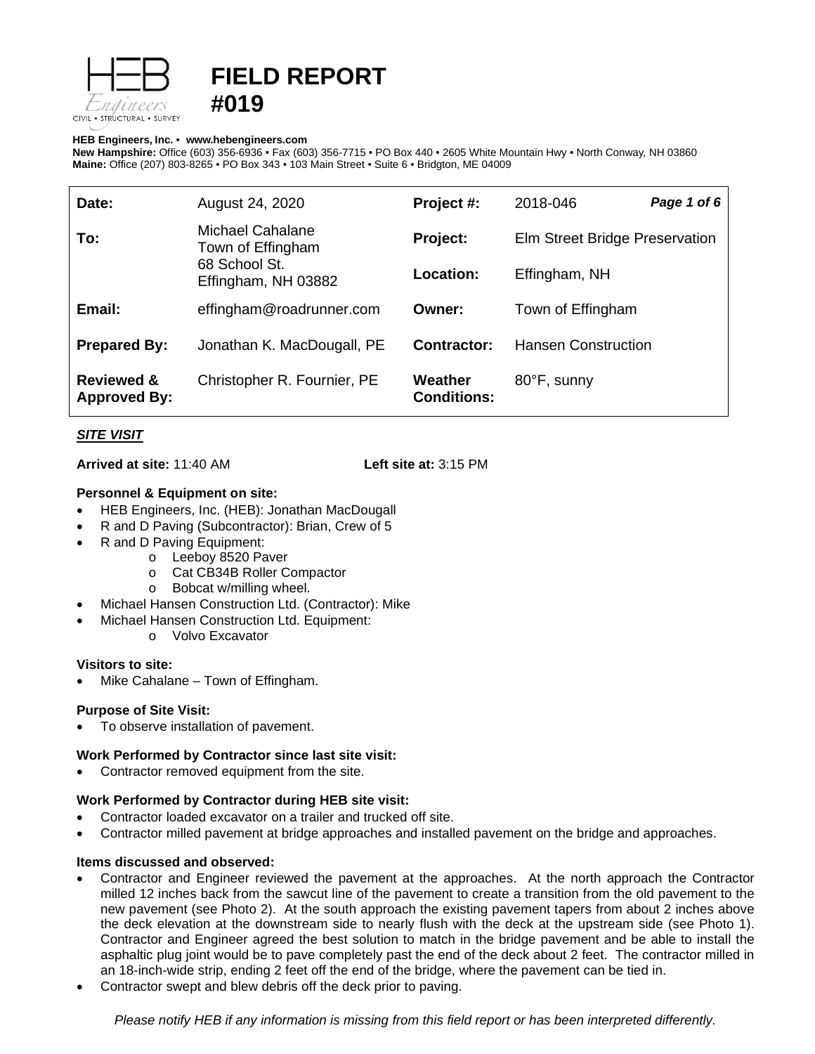# FIELD REPORT #019

**HEB Engineers, Inc.** • **www.hebengineers.com**
**New Hampshire:** Office (603) 356-6936 • Fax (603) 356-7715 • PO Box 440 • 2605 White Mountain Hwy • North Conway, NH 03860
**Maine:** Office (207) 803-8265 • PO Box 343 • 103 Main Street • Suite 6 • Bridgton, ME 04009

| | | | |
|---|---|---|---|
| **Date:** | August 24, 2020 | **Project #:** | 2018-046 |
| **To:** | Michael Cahalane<br>Town of Effingham<br>68 School St.<br>Effingham, NH 03882 | **Project:** | Elm Street Bridge Preservation |
| | | **Location:** | Effingham, NH |
| **Email:** | effingham@roadrunner.com | **Owner:** | Town of Effingham |
| **Prepared By:** | Jonathan K. MacDougall, PE | **Contractor:** | Hansen Construction |
| **Reviewed & Approved By:** | Christopher R. Fournier, PE | **Weather Conditions:** | 80°F, sunny |

## *SITE VISIT*

**Arrived at site:** 11:40 AM **Left site at:** 3:15 PM

**Personnel & Equipment on site:**

- HEB Engineers, Inc. (HEB): Jonathan MacDougall
- R and D Paving (Subcontractor): Brian, Crew of 5
- R and D Paving Equipment:
  - Leeboy 8520 Paver
  - Cat CB34B Roller Compactor
  - Bobcat w/milling wheel.
- Michael Hansen Construction Ltd. (Contractor): Mike
- Michael Hansen Construction Ltd. Equipment:
  - Volvo Excavator

**Visitors to site:**

- Mike Cahalane – Town of Effingham.

**Purpose of Site Visit:**

- To observe installation of pavement.

**Work Performed by Contractor since last site visit:**

- Contractor removed equipment from the site.

**Work Performed by Contractor during HEB site visit:**

- Contractor loaded excavator on a trailer and trucked off site.
- Contractor milled pavement at bridge approaches and installed pavement on the bridge and approaches.

**Items discussed and observed:**

- Contractor and Engineer reviewed the pavement at the approaches. At the north approach the Contractor milled 12 inches back from the sawcut line of the pavement to create a transition from the old pavement to the new pavement (see Photo 2). At the south approach the existing pavement tapers from about 2 inches above the deck elevation at the downstream side to nearly flush with the deck at the upstream side (see Photo 1). Contractor and Engineer agreed the best solution to match in the bridge pavement and be able to install the asphaltic plug joint would be to pave completely past the end of the deck about 2 feet. The contractor milled in an 18-inch-wide strip, ending 2 feet off the end of the bridge, where the pavement can be tied in.
- Contractor swept and blew debris off the deck prior to paving.

*Please notify HEB if any information is missing from this field report or has been interpreted differently.*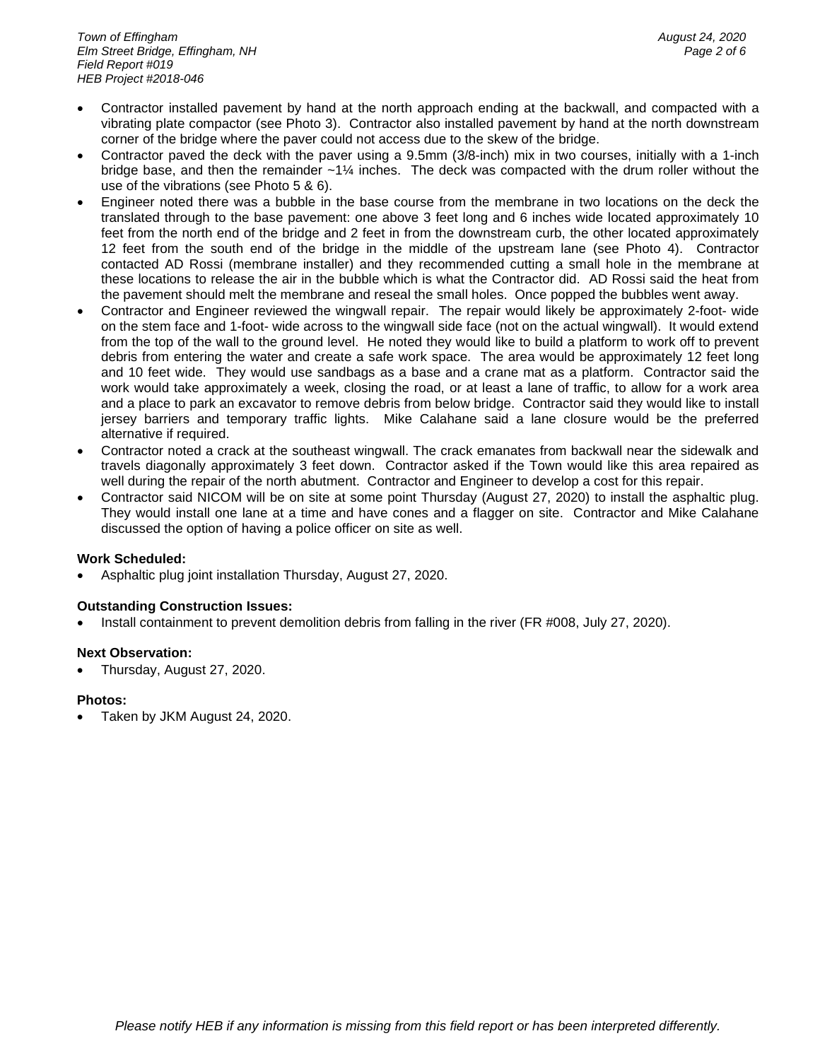- Contractor installed pavement by hand at the north approach ending at the backwall, and compacted with a vibrating plate compactor (see Photo 3). Contractor also installed pavement by hand at the north downstream corner of the bridge where the paver could not access due to the skew of the bridge.
- Contractor paved the deck with the paver using a 9.5mm (3/8-inch) mix in two courses, initially with a 1-inch bridge base, and then the remainder ~1¼ inches. The deck was compacted with the drum roller without the use of the vibrations (see Photo 5 & 6).
- Engineer noted there was a bubble in the base course from the membrane in two locations on the deck the translated through to the base pavement: one above 3 feet long and 6 inches wide located approximately 10 feet from the north end of the bridge and 2 feet in from the downstream curb, the other located approximately 12 feet from the south end of the bridge in the middle of the upstream lane (see Photo 4). Contractor contacted AD Rossi (membrane installer) and they recommended cutting a small hole in the membrane at these locations to release the air in the bubble which is what the Contractor did. AD Rossi said the heat from the pavement should melt the membrane and reseal the small holes. Once popped the bubbles went away.
- Contractor and Engineer reviewed the wingwall repair. The repair would likely be approximately 2-foot- wide on the stem face and 1-foot- wide across to the wingwall side face (not on the actual wingwall). It would extend from the top of the wall to the ground level. He noted they would like to build a platform to work off to prevent debris from entering the water and create a safe work space. The area would be approximately 12 feet long and 10 feet wide. They would use sandbags as a base and a crane mat as a platform. Contractor said the work would take approximately a week, closing the road, or at least a lane of traffic, to allow for a work area and a place to park an excavator to remove debris from below bridge. Contractor said they would like to install jersey barriers and temporary traffic lights. Mike Calahane said a lane closure would be the preferred alternative if required.
- Contractor noted a crack at the southeast wingwall. The crack emanates from backwall near the sidewalk and travels diagonally approximately 3 feet down. Contractor asked if the Town would like this area repaired as well during the repair of the north abutment. Contractor and Engineer to develop a cost for this repair.
- Contractor said NICOM will be on site at some point Thursday (August 27, 2020) to install the asphaltic plug. They would install one lane at a time and have cones and a flagger on site. Contractor and Mike Calahane discussed the option of having a police officer on site as well.

**Work Scheduled:**

- Asphaltic plug joint installation Thursday, August 27, 2020.

**Outstanding Construction Issues:**

- Install containment to prevent demolition debris from falling in the river (FR #008, July 27, 2020).

**Next Observation:**

- Thursday, August 27, 2020.

**Photos:**

- Taken by JKM August 24, 2020.

*Please notify HEB if any information is missing from this field report or has been interpreted differently.*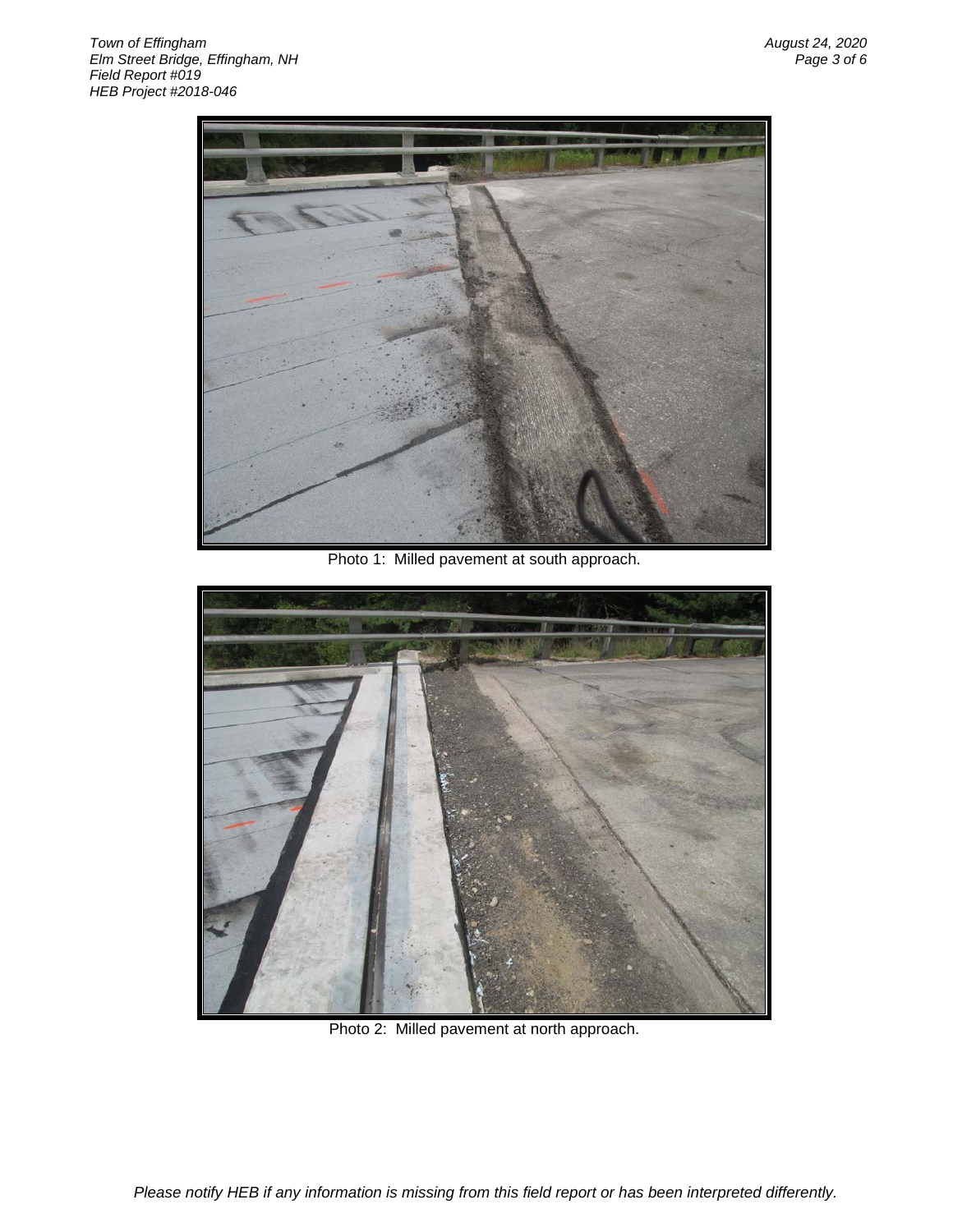Photo 1: Milled pavement at south approach.

Photo 2: Milled pavement at north approach.

*Please notify HEB if any information is missing from this field report or has been interpreted differently.*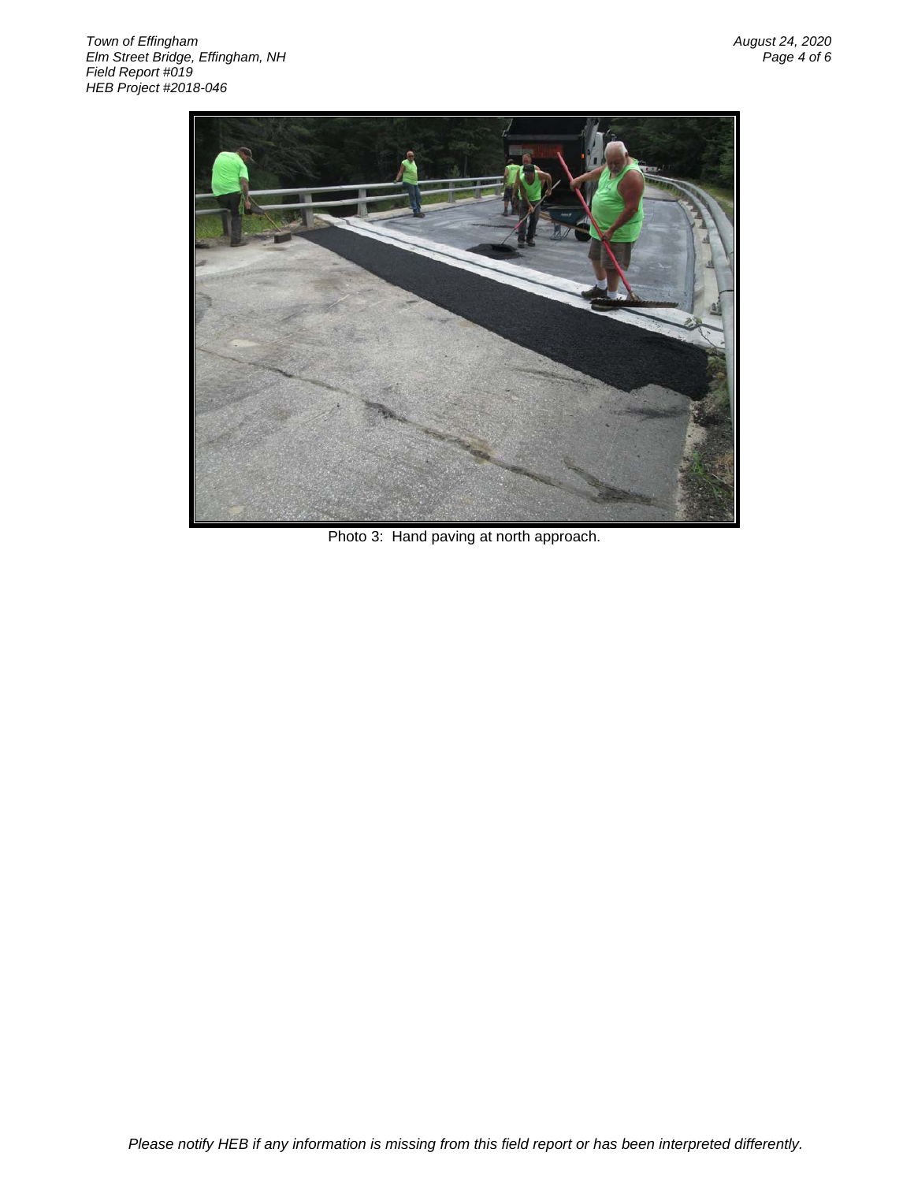Photo 3: Hand paving at north approach.

*Please notify HEB if any information is missing from this field report or has been interpreted differently.*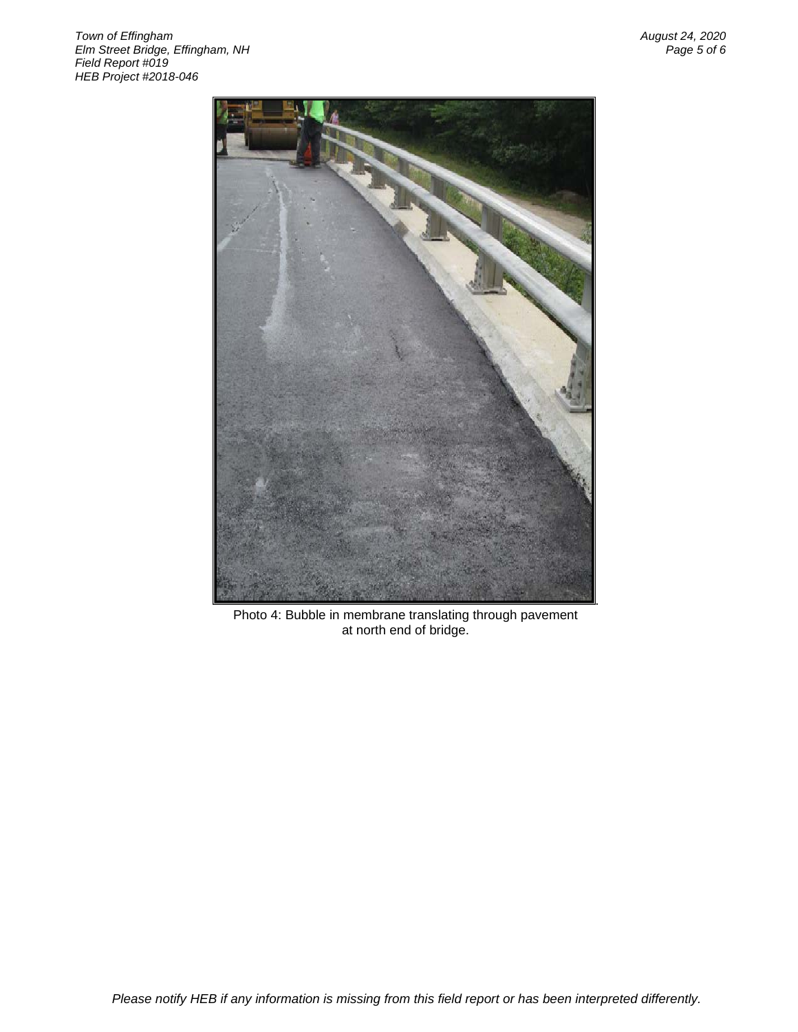Photo 4: Bubble in membrane translating through pavement at north end of bridge.

Please notify HEB if any information is missing from this field report or has been interpreted differently.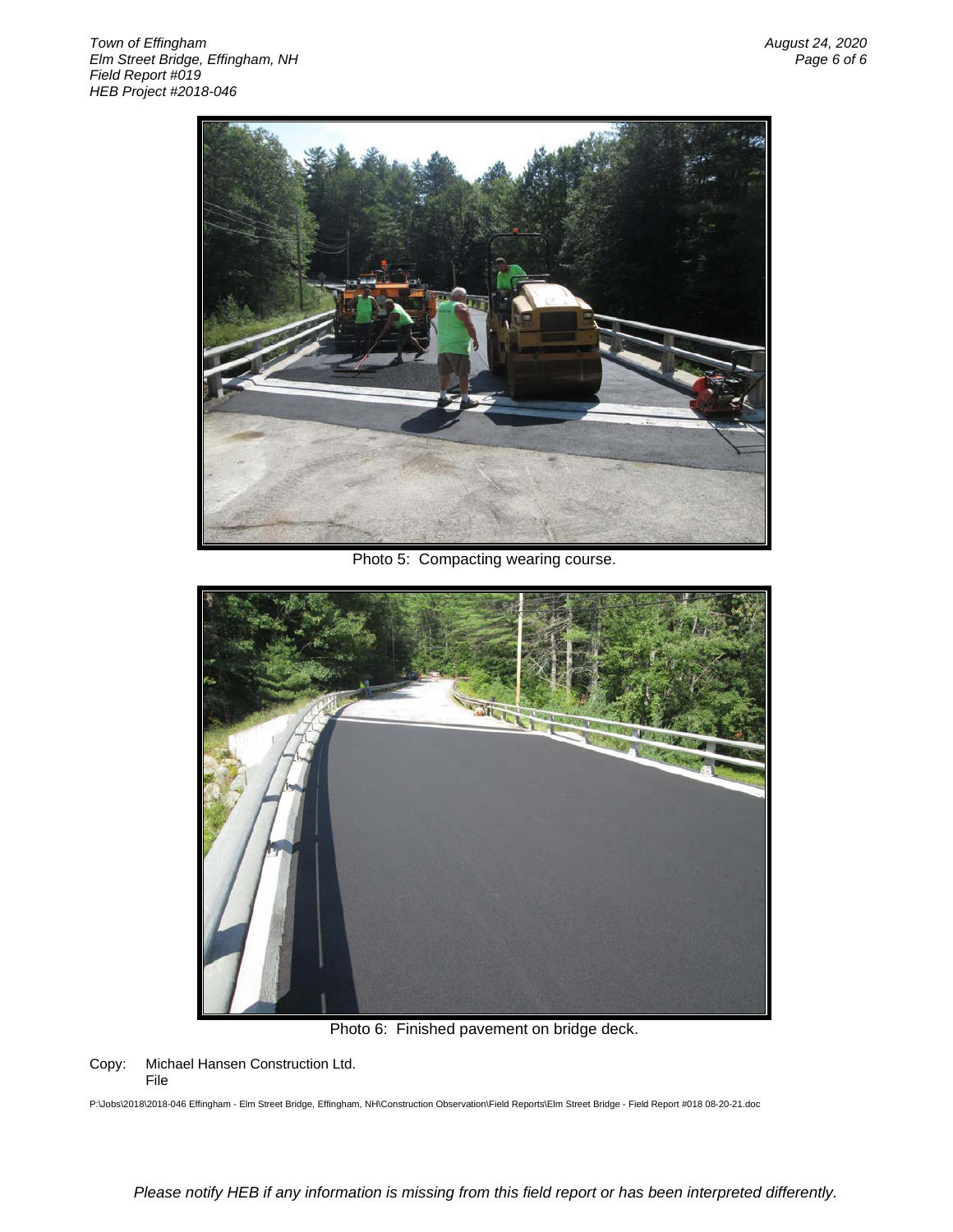Photo 5: Compacting wearing course.

Photo 6: Finished pavement on bridge deck.

Copy: Michael Hansen Construction Ltd.
File

P:\Jobs\2018\2018-046 Effingham - Elm Street Bridge, Effingham, NH\Construction Observation\Field Reports\Elm Street Bridge - Field Report #018 08-20-21.doc

*Please notify HEB if any information is missing from this field report or has been interpreted differently.*